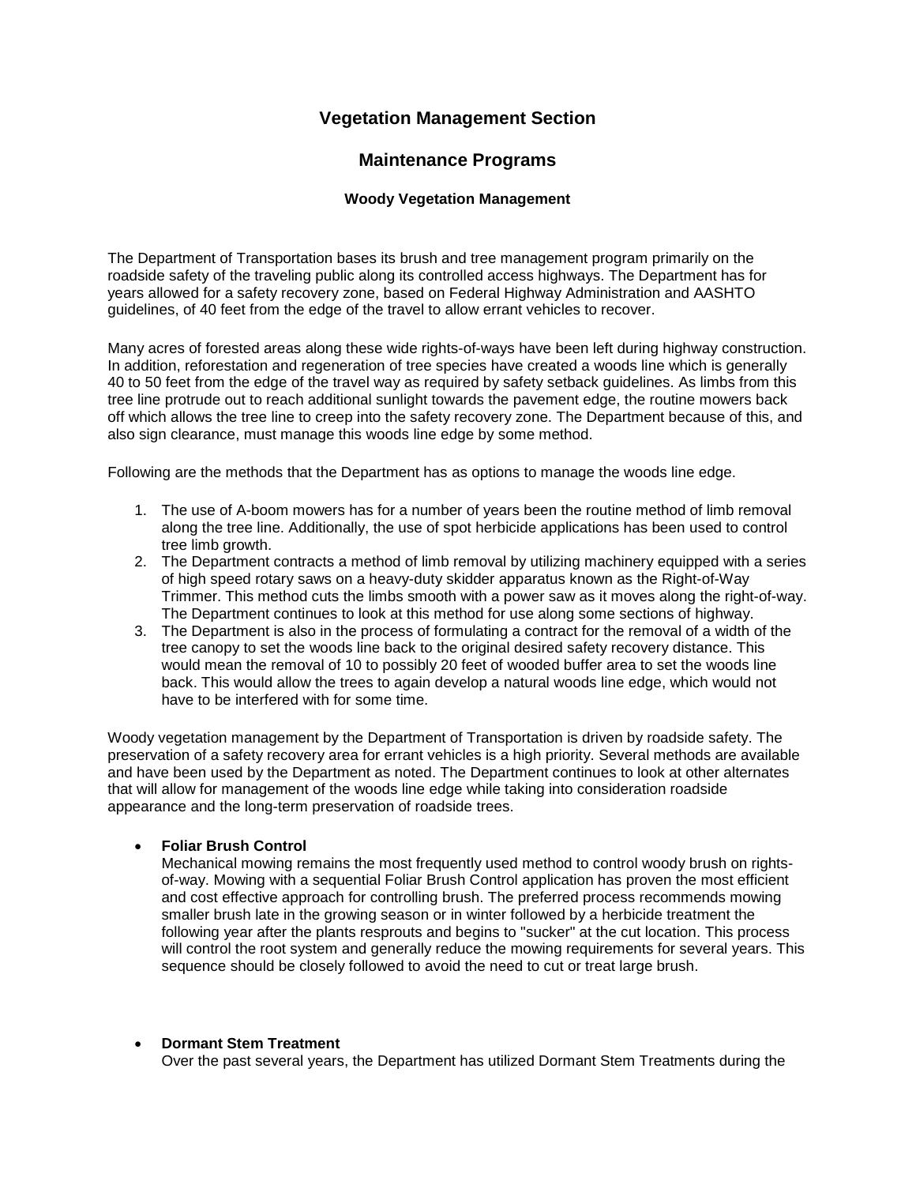# Vegetation Management Section

## Maintenance Programs

### Woody Vegetation Management

The Department of Transportation bases its brush and tree management program primarily on the roadside safety of the traveling public along its controlled access highways. The Department has for years allowed for a safety recovery zone, based on Federal Highway Administration and AASHTO guidelines, of 40 feet from the edge of the travel to allow errant vehicles to recover.

Many acres of forested areas along these wide rights-of-ways have been left during highway construction. In addition, reforestation and regeneration of tree species have created a woods line which is generally 40 to 50 feet from the edge of the travel way as required by safety setback guidelines. As limbs from this tree line protrude out to reach additional sunlight towards the pavement edge, the routine mowers back off which allows the tree line to creep into the safety recovery zone. The Department because of this, and also sign clearance, must manage this woods line edge by some method.

Following are the methods that the Department has as options to manage the woods line edge.

1. The use of A-boom mowers has for a number of years been the routine method of limb removal along the tree line. Additionally, the use of spot herbicide applications has been used to control tree limb growth.
2. The Department contracts a method of limb removal by utilizing machinery equipped with a series of high speed rotary saws on a heavy-duty skidder apparatus known as the Right-of-Way Trimmer. This method cuts the limbs smooth with a power saw as it moves along the right-of-way. The Department continues to look at this method for use along some sections of highway.
3. The Department is also in the process of formulating a contract for the removal of a width of the tree canopy to set the woods line back to the original desired safety recovery distance. This would mean the removal of 10 to possibly 20 feet of wooded buffer area to set the woods line back. This would allow the trees to again develop a natural woods line edge, which would not have to be interfered with for some time.

Woody vegetation management by the Department of Transportation is driven by roadside safety. The preservation of a safety recovery area for errant vehicles is a high priority. Several methods are available and have been used by the Department as noted. The Department continues to look at other alternates that will allow for management of the woods line edge while taking into consideration roadside appearance and the long-term preservation of roadside trees.

- **Foliar Brush Control**
  Mechanical mowing remains the most frequently used method to control woody brush on rights-of-way. Mowing with a sequential Foliar Brush Control application has proven the most efficient and cost effective approach for controlling brush. The preferred process recommends mowing smaller brush late in the growing season or in winter followed by a herbicide treatment the following year after the plants resprouts and begins to "sucker" at the cut location. This process will control the root system and generally reduce the mowing requirements for several years. This sequence should be closely followed to avoid the need to cut or treat large brush.

- **Dormant Stem Treatment**
  Over the past several years, the Department has utilized Dormant Stem Treatments during the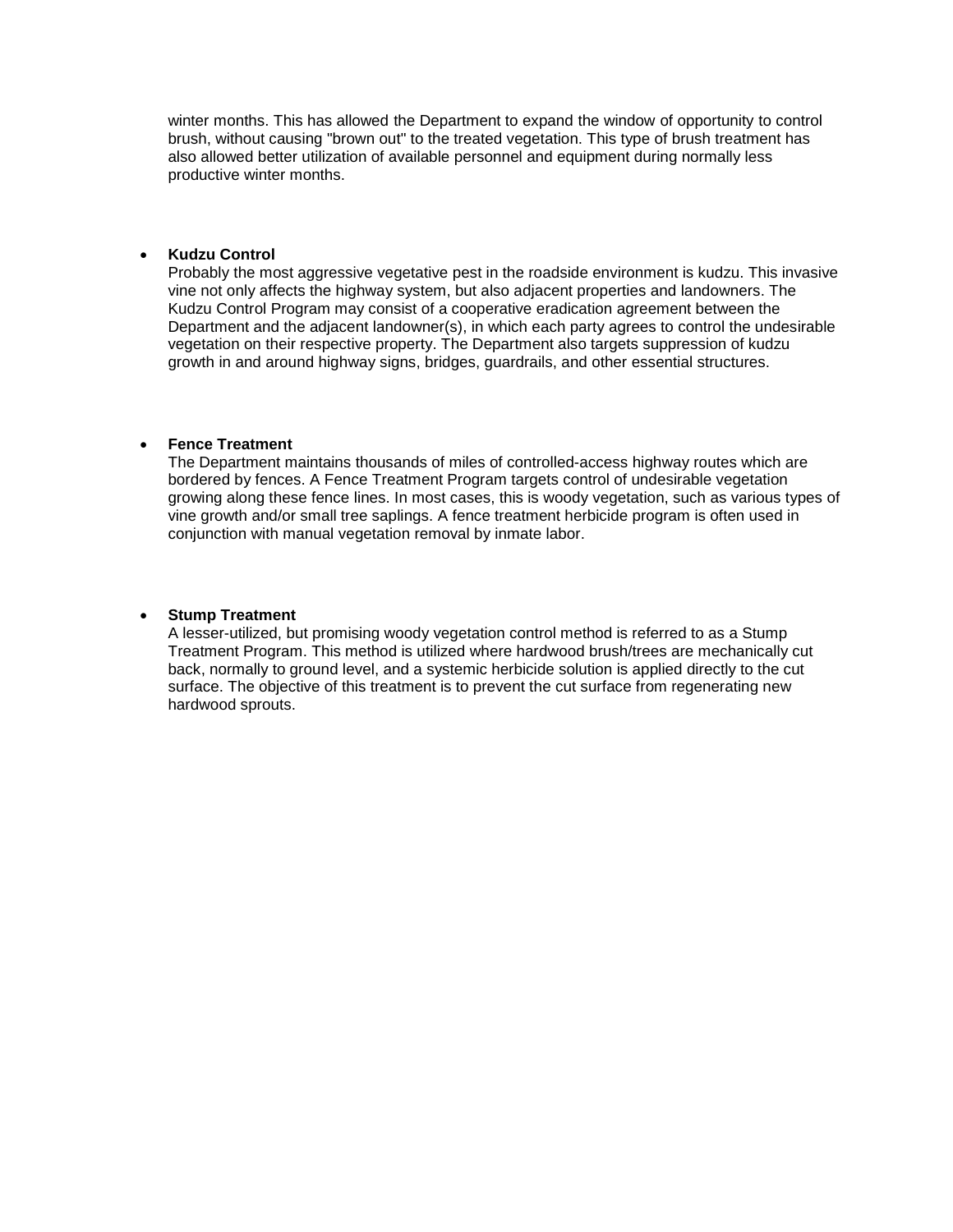winter months. This has allowed the Department to expand the window of opportunity to control brush, without causing "brown out" to the treated vegetation. This type of brush treatment has also allowed better utilization of available personnel and equipment during normally less productive winter months.

- **Kudzu Control**
  Probably the most aggressive vegetative pest in the roadside environment is kudzu. This invasive vine not only affects the highway system, but also adjacent properties and landowners. The Kudzu Control Program may consist of a cooperative eradication agreement between the Department and the adjacent landowner(s), in which each party agrees to control the undesirable vegetation on their respective property. The Department also targets suppression of kudzu growth in and around highway signs, bridges, guardrails, and other essential structures.

- **Fence Treatment**
  The Department maintains thousands of miles of controlled-access highway routes which are bordered by fences. A Fence Treatment Program targets control of undesirable vegetation growing along these fence lines. In most cases, this is woody vegetation, such as various types of vine growth and/or small tree saplings. A fence treatment herbicide program is often used in conjunction with manual vegetation removal by inmate labor.

- **Stump Treatment**
  A lesser-utilized, but promising woody vegetation control method is referred to as a Stump Treatment Program. This method is utilized where hardwood brush/trees are mechanically cut back, normally to ground level, and a systemic herbicide solution is applied directly to the cut surface. The objective of this treatment is to prevent the cut surface from regenerating new hardwood sprouts.